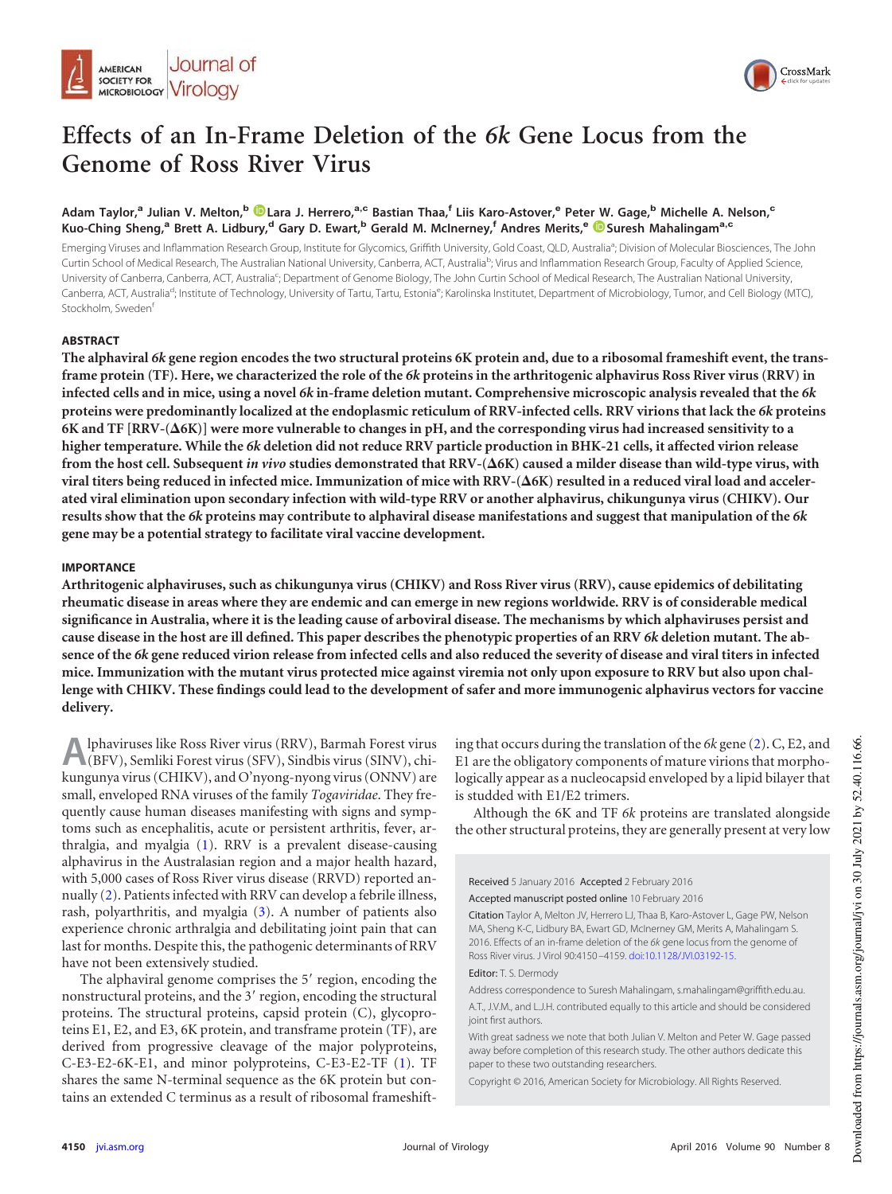# Effects of an In-Frame Deletion of the *6k* Gene Locus from the Genome of Ross River Virus

Adam Taylor,[a] Julian V. Melton,[b] Lara J. Herrero,[a,c] Bastian Thaa,[f] Liis Karo-Astover,[e] Peter W. Gage,[b] Michelle A. Nelson,[c] Kuo-Ching Sheng,[a] Brett A. Lidbury,[d] Gary D. Ewart,[b] Gerald M. McInerney,[f] Andres Merits,[e] Suresh Mahalingam[a,c]

Emerging Viruses and Inflammation Research Group, Institute for Glycomics, Griffith University, Gold Coast, QLD, Australia[a]; Division of Molecular Biosciences, The John Curtin School of Medical Research, The Australian National University, Canberra, ACT, Australia[b]; Virus and Inflammation Research Group, Faculty of Applied Science, University of Canberra, Canberra, ACT, Australia[c]; Department of Genome Biology, The John Curtin School of Medical Research, The Australian National University, Canberra, ACT, Australia[d]; Institute of Technology, University of Tartu, Tartu, Estonia[e]; Karolinska Institutet, Department of Microbiology, Tumor, and Cell Biology (MTC), Stockholm, Sweden[f]

## ABSTRACT

**The alphaviral *6k* gene region encodes the two structural proteins 6K protein and, due to a ribosomal frameshift event, the transframe protein (TF). Here, we characterized the role of the *6k* proteins in the arthritogenic alphavirus Ross River virus (RRV) in infected cells and in mice, using a novel *6k* in-frame deletion mutant. Comprehensive microscopic analysis revealed that the *6k* proteins were predominantly localized at the endoplasmic reticulum of RRV-infected cells. RRV virions that lack the *6k* proteins 6K and TF [RRV-(Δ6K)] were more vulnerable to changes in pH, and the corresponding virus had increased sensitivity to a higher temperature. While the *6k* deletion did not reduce RRV particle production in BHK-21 cells, it affected virion release from the host cell. Subsequent *in vivo* studies demonstrated that RRV-(Δ6K) caused a milder disease than wild-type virus, with viral titers being reduced in infected mice. Immunization of mice with RRV-(Δ6K) resulted in a reduced viral load and accelerated viral elimination upon secondary infection with wild-type RRV or another alphavirus, chikungunya virus (CHIKV). Our results show that the *6k* proteins may contribute to alphaviral disease manifestations and suggest that manipulation of the *6k* gene may be a potential strategy to facilitate viral vaccine development.**

## IMPORTANCE

**Arthritogenic alphaviruses, such as chikungunya virus (CHIKV) and Ross River virus (RRV), cause epidemics of debilitating rheumatic disease in areas where they are endemic and can emerge in new regions worldwide. RRV is of considerable medical significance in Australia, where it is the leading cause of arboviral disease. The mechanisms by which alphaviruses persist and cause disease in the host are ill defined. This paper describes the phenotypic properties of an RRV *6k* deletion mutant. The absence of the *6k* gene reduced virion release from infected cells and also reduced the severity of disease and viral titers in infected mice. Immunization with the mutant virus protected mice against viremia not only upon exposure to RRV but also upon challenge with CHIKV. These findings could lead to the development of safer and more immunogenic alphavirus vectors for vaccine delivery.**

Alphaviruses like Ross River virus (RRV), Barmah Forest virus (BFV), Semliki Forest virus (SFV), Sindbis virus (SINV), chikungunya virus (CHIKV), and O'nyong-nyong virus (ONNV) are small, enveloped RNA viruses of the family *Togaviridae*. They frequently cause human diseases manifesting with signs and symptoms such as encephalitis, acute or persistent arthritis, fever, arthralgia, and myalgia (1). RRV is a prevalent disease-causing alphavirus in the Australasian region and a major health hazard, with 5,000 cases of Ross River virus disease (RRVD) reported annually (2). Patients infected with RRV can develop a febrile illness, rash, polyarthritis, and myalgia (3). A number of patients also experience chronic arthralgia and debilitating joint pain that can last for months. Despite this, the pathogenic determinants of RRV have not been extensively studied.

The alphaviral genome comprises the 5′ region, encoding the nonstructural proteins, and the 3′ region, encoding the structural proteins. The structural proteins, capsid protein (C), glycoproteins E1, E2, and E3, 6K protein, and transframe protein (TF), are derived from progressive cleavage of the major polyproteins, C-E3-E2-6K-E1, and minor polyproteins, C-E3-E2-TF (1). TF shares the same N-terminal sequence as the 6K protein but contains an extended C terminus as a result of ribosomal frameshifting that occurs during the translation of the *6k* gene (2). C, E2, and E1 are the obligatory components of mature virions that morphologically appear as a nucleocapsid enveloped by a lipid bilayer that is studded with E1/E2 trimers.

Although the 6K and TF *6k* proteins are translated alongside the other structural proteins, they are generally present at very low

Received 5 January 2016 Accepted 2 February 2016

Accepted manuscript posted online 10 February 2016

Citation Taylor A, Melton JV, Herrero LJ, Thaa B, Karo-Astover L, Gage PW, Nelson MA, Sheng K-C, Lidbury BA, Ewart GD, McInerney GM, Merits A, Mahalingam S. 2016. Effects of an in-frame deletion of the *6k* gene locus from the genome of Ross River virus. J Virol 90:4150–4159. doi:10.1128/JVI.03192-15.

Editor: T. S. Dermody

Address correspondence to Suresh Mahalingam, s.mahalingam@griffith.edu.au.

A.T., J.V.M., and L.J.H. contributed equally to this article and should be considered joint first authors.

With great sadness we note that both Julian V. Melton and Peter W. Gage passed away before completion of this research study. The other authors dedicate this paper to these two outstanding researchers.

Copyright © 2016, American Society for Microbiology. All Rights Reserved.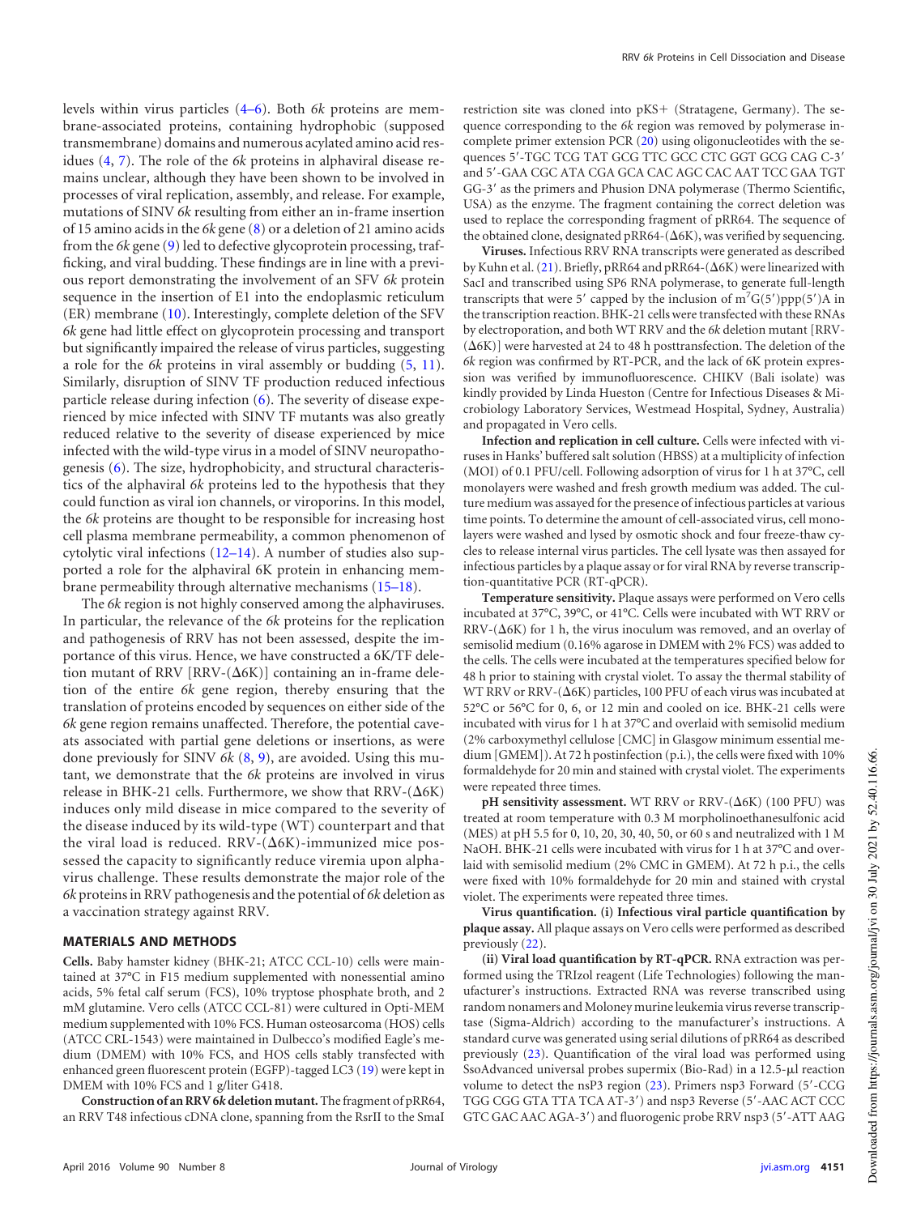levels within virus particles (4–6). Both *6k* proteins are membrane-associated proteins, containing hydrophobic (supposed transmembrane) domains and numerous acylated amino acid residues (4, 7). The role of the *6k* proteins in alphaviral disease remains unclear, although they have been shown to be involved in processes of viral replication, assembly, and release. For example, mutations of SINV *6k* resulting from either an in-frame insertion of 15 amino acids in the *6k* gene (8) or a deletion of 21 amino acids from the *6k* gene (9) led to defective glycoprotein processing, trafficking, and viral budding. These findings are in line with a previous report demonstrating the involvement of an SFV *6k* protein sequence in the insertion of E1 into the endoplasmic reticulum (ER) membrane (10). Interestingly, complete deletion of the SFV *6k* gene had little effect on glycoprotein processing and transport but significantly impaired the release of virus particles, suggesting a role for the *6k* proteins in viral assembly or budding (5, 11). Similarly, disruption of SINV TF production reduced infectious particle release during infection (6). The severity of disease experienced by mice infected with SINV TF mutants was also greatly reduced relative to the severity of disease experienced by mice infected with the wild-type virus in a model of SINV neuropathogenesis (6). The size, hydrophobicity, and structural characteristics of the alphaviral *6k* proteins led to the hypothesis that they could function as viral ion channels, or viroporins. In this model, the *6k* proteins are thought to be responsible for increasing host cell plasma membrane permeability, a common phenomenon of cytolytic viral infections (12–14). A number of studies also supported a role for the alphaviral 6K protein in enhancing membrane permeability through alternative mechanisms (15–18).

The *6k* region is not highly conserved among the alphaviruses. In particular, the relevance of the *6k* proteins for the replication and pathogenesis of RRV has not been assessed, despite the importance of this virus. Hence, we have constructed a 6K/TF deletion mutant of RRV [RRV-(Δ6K)] containing an in-frame deletion of the entire *6k* gene region, thereby ensuring that the translation of proteins encoded by sequences on either side of the *6k* gene region remains unaffected. Therefore, the potential caveats associated with partial gene deletions or insertions, as were done previously for SINV *6k* (8, 9), are avoided. Using this mutant, we demonstrate that the *6k* proteins are involved in virus release in BHK-21 cells. Furthermore, we show that RRV-(Δ6K) induces only mild disease in mice compared to the severity of the disease induced by its wild-type (WT) counterpart and that the viral load is reduced. RRV-(Δ6K)-immunized mice possessed the capacity to significantly reduce viremia upon alphavirus challenge. These results demonstrate the major role of the *6k* proteins in RRV pathogenesis and the potential of *6k* deletion as a vaccination strategy against RRV.

## MATERIALS AND METHODS

**Cells.** Baby hamster kidney (BHK-21; ATCC CCL-10) cells were maintained at 37°C in F15 medium supplemented with nonessential amino acids, 5% fetal calf serum (FCS), 10% tryptose phosphate broth, and 2 mM glutamine. Vero cells (ATCC CCL-81) were cultured in Opti-MEM medium supplemented with 10% FCS. Human osteosarcoma (HOS) cells (ATCC CRL-1543) were maintained in Dulbecco's modified Eagle's medium (DMEM) with 10% FCS, and HOS cells stably transfected with enhanced green fluorescent protein (EGFP)-tagged LC3 (19) were kept in DMEM with 10% FCS and 1 g/liter G418.

**Construction of an RRV *6k* deletion mutant.** The fragment of pRR64, an RRV T48 infectious cDNA clone, spanning from the RsrII to the SmaI restriction site was cloned into pKS+ (Stratagene, Germany). The sequence corresponding to the *6k* region was removed by polymerase incomplete primer extension PCR (20) using oligonucleotides with the sequences 5′-TGC TCG TAT GCG TTC GCC CTC GGT GCG CAG C-3′ and 5′-GAA CGC ATA CGA GCA CAC AGC CAC AAT TCC GAA TGT GG-3′ as the primers and Phusion DNA polymerase (Thermo Scientific, USA) as the enzyme. The fragment containing the correct deletion was used to replace the corresponding fragment of pRR64. The sequence of the obtained clone, designated pRR64-(Δ6K), was verified by sequencing.

**Viruses.** Infectious RRV RNA transcripts were generated as described by Kuhn et al. (21). Briefly, pRR64 and pRR64-(Δ6K) were linearized with SacI and transcribed using SP6 RNA polymerase, to generate full-length transcripts that were 5′ capped by the inclusion of $m^7G(5')ppp(5')A$ in the transcription reaction. BHK-21 cells were transfected with these RNAs by electroporation, and both WT RRV and the *6k* deletion mutant [RRV-(Δ6K)] were harvested at 24 to 48 h posttransfection. The deletion of the *6k* region was confirmed by RT-PCR, and the lack of 6K protein expression was verified by immunofluorescence. CHIKV (Bali isolate) was kindly provided by Linda Hueston (Centre for Infectious Diseases & Microbiology Laboratory Services, Westmead Hospital, Sydney, Australia) and propagated in Vero cells.

**Infection and replication in cell culture.** Cells were infected with viruses in Hanks' buffered salt solution (HBSS) at a multiplicity of infection (MOI) of 0.1 PFU/cell. Following adsorption of virus for 1 h at 37°C, cell monolayers were washed and fresh growth medium was added. The culture medium was assayed for the presence of infectious particles at various time points. To determine the amount of cell-associated virus, cell monolayers were washed and lysed by osmotic shock and four freeze-thaw cycles to release internal virus particles. The cell lysate was then assayed for infectious particles by a plaque assay or for viral RNA by reverse transcription-quantitative PCR (RT-qPCR).

**Temperature sensitivity.** Plaque assays were performed on Vero cells incubated at 37°C, 39°C, or 41°C. Cells were incubated with WT RRV or RRV-(Δ6K) for 1 h, the virus inoculum was removed, and an overlay of semisolid medium (0.16% agarose in DMEM with 2% FCS) was added to the cells. The cells were incubated at the temperatures specified below for 48 h prior to staining with crystal violet. To assay the thermal stability of WT RRV or RRV-(Δ6K) particles, 100 PFU of each virus was incubated at 52°C or 56°C for 0, 6, or 12 min and cooled on ice. BHK-21 cells were incubated with virus for 1 h at 37°C and overlaid with semisolid medium (2% carboxymethyl cellulose [CMC] in Glasgow minimum essential medium [GMEM]). At 72 h postinfection (p.i.), the cells were fixed with 10% formaldehyde for 20 min and stained with crystal violet. The experiments were repeated three times.

**pH sensitivity assessment.** WT RRV or RRV-(Δ6K) (100 PFU) was treated at room temperature with 0.3 M morpholinoethanesulfonic acid (MES) at pH 5.5 for 0, 10, 20, 30, 40, 50, or 60 s and neutralized with 1 M NaOH. BHK-21 cells were incubated with virus for 1 h at 37°C and overlaid with semisolid medium (2% CMC in GMEM). At 72 h p.i., the cells were fixed with 10% formaldehyde for 20 min and stained with crystal violet. The experiments were repeated three times.

**Virus quantification. (i) Infectious viral particle quantification by plaque assay.** All plaque assays on Vero cells were performed as described previously (22).

**(ii) Viral load quantification by RT-qPCR.** RNA extraction was performed using the TRIzol reagent (Life Technologies) following the manufacturer's instructions. Extracted RNA was reverse transcribed using random nonamers and Moloney murine leukemia virus reverse transcriptase (Sigma-Aldrich) according to the manufacturer's instructions. A standard curve was generated using serial dilutions of pRR64 as described previously (23). Quantification of the viral load was performed using SsoAdvanced universal probes supermix (Bio-Rad) in a 12.5-μl reaction volume to detect the nsP3 region (23). Primers nsp3 Forward (5′-CCG TGG CGG GTA TTA TCA AT-3′) and nsp3 Reverse (5′-AAC ACT CCC GTC GAC AAC AGA-3′) and fluorogenic probe RRV nsp3 (5′-ATT AAG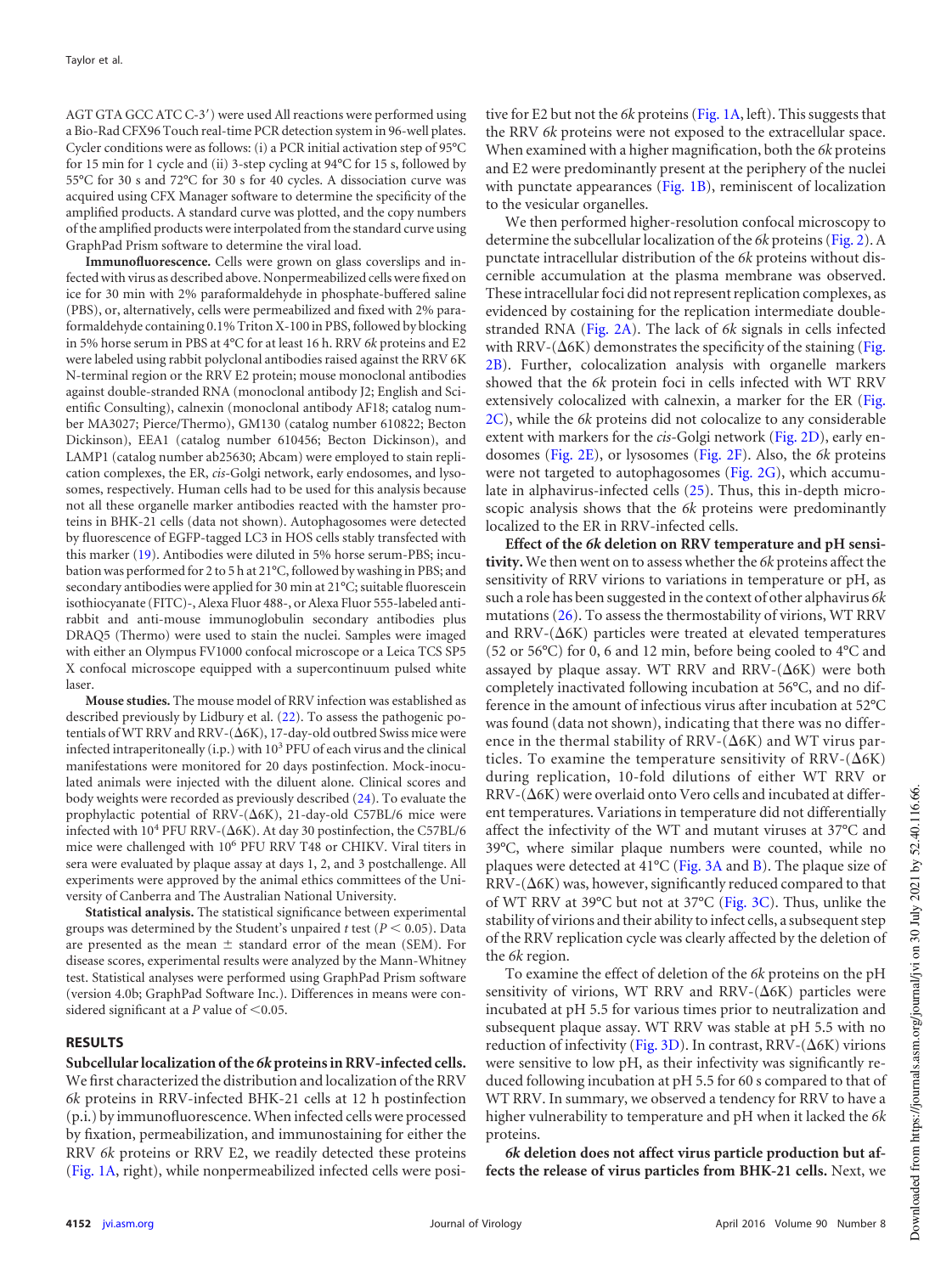AGT GTA GCC ATC C-3′) were used All reactions were performed using a Bio-Rad CFX96 Touch real-time PCR detection system in 96-well plates. Cycler conditions were as follows: (i) a PCR initial activation step of 95°C for 15 min for 1 cycle and (ii) 3-step cycling at 94°C for 15 s, followed by 55°C for 30 s and 72°C for 30 s for 40 cycles. A dissociation curve was acquired using CFX Manager software to determine the specificity of the amplified products. A standard curve was plotted, and the copy numbers of the amplified products were interpolated from the standard curve using GraphPad Prism software to determine the viral load.

**Immunofluorescence.** Cells were grown on glass coverslips and infected with virus as described above. Nonpermeabilized cells were fixed on ice for 30 min with 2% paraformaldehyde in phosphate-buffered saline (PBS), or, alternatively, cells were permeabilized and fixed with 2% paraformaldehyde containing 0.1% Triton X-100 in PBS, followed by blocking in 5% horse serum in PBS at 4°C for at least 16 h. RRV *6k* proteins and E2 were labeled using rabbit polyclonal antibodies raised against the RRV 6K N-terminal region or the RRV E2 protein; mouse monoclonal antibodies against double-stranded RNA (monoclonal antibody J2; English and Scientific Consulting), calnexin (monoclonal antibody AF18; catalog number MA3027; Pierce/Thermo), GM130 (catalog number 610822; Becton Dickinson), EEA1 (catalog number 610456; Becton Dickinson), and LAMP1 (catalog number ab25630; Abcam) were employed to stain replication complexes, the ER, *cis*-Golgi network, early endosomes, and lysosomes, respectively. Human cells had to be used for this analysis because not all these organelle marker antibodies reacted with the hamster proteins in BHK-21 cells (data not shown). Autophagosomes were detected by fluorescence of EGFP-tagged LC3 in HOS cells stably transfected with this marker (19). Antibodies were diluted in 5% horse serum-PBS; incubation was performed for 2 to 5 h at 21°C, followed by washing in PBS; and secondary antibodies were applied for 30 min at 21°C; suitable fluorescein isothiocyanate (FITC)-, Alexa Fluor 488-, or Alexa Fluor 555-labeled anti-rabbit and anti-mouse immunoglobulin secondary antibodies plus DRAQ5 (Thermo) were used to stain the nuclei. Samples were imaged with either an Olympus FV1000 confocal microscope or a Leica TCS SP5 X confocal microscope equipped with a supercontinuum pulsed white laser.

**Mouse studies.** The mouse model of RRV infection was established as described previously by Lidbury et al. (22). To assess the pathogenic potentials of WT RRV and RRV-(Δ6K), 17-day-old outbred Swiss mice were infected intraperitoneally (i.p.) with $10^3$ PFU of each virus and the clinical manifestations were monitored for 20 days postinfection. Mock-inoculated animals were injected with the diluent alone. Clinical scores and body weights were recorded as previously described (24). To evaluate the prophylactic potential of RRV-(Δ6K), 21-day-old C57BL/6 mice were infected with $10^4$ PFU RRV-(Δ6K). At day 30 postinfection, the C57BL/6 mice were challenged with $10^6$ PFU RRV T48 or CHIKV. Viral titers in sera were evaluated by plaque assay at days 1, 2, and 3 postchallenge. All experiments were approved by the animal ethics committees of the University of Canberra and The Australian National University.

**Statistical analysis.** The statistical significance between experimental groups was determined by the Student's unpaired *t* test ($P < 0.05$). Data are presented as the mean ± standard error of the mean (SEM). For disease scores, experimental results were analyzed by the Mann-Whitney test. Statistical analyses were performed using GraphPad Prism software (version 4.0b; GraphPad Software Inc.). Differences in means were considered significant at a *P* value of <0.05.

## RESULTS

**Subcellular localization of the *6k* proteins in RRV-infected cells.** We first characterized the distribution and localization of the RRV *6k* proteins in RRV-infected BHK-21 cells at 12 h postinfection (p.i.) by immunofluorescence. When infected cells were processed by fixation, permeabilization, and immunostaining for either the RRV *6k* proteins or RRV E2, we readily detected these proteins (Fig. 1A, right), while nonpermeabilized infected cells were positive for E2 but not the *6k* proteins (Fig. 1A, left). This suggests that the RRV *6k* proteins were not exposed to the extracellular space. When examined with a higher magnification, both the *6k* proteins and E2 were predominantly present at the periphery of the nuclei with punctate appearances (Fig. 1B), reminiscent of localization to the vesicular organelles.

We then performed higher-resolution confocal microscopy to determine the subcellular localization of the *6k* proteins (Fig. 2). A punctate intracellular distribution of the *6k* proteins without discernible accumulation at the plasma membrane was observed. These intracellular foci did not represent replication complexes, as evidenced by costaining for the replication intermediate double-stranded RNA (Fig. 2A). The lack of *6k* signals in cells infected with RRV-(Δ6K) demonstrates the specificity of the staining (Fig. 2B). Further, colocalization analysis with organelle markers showed that the *6k* protein foci in cells infected with WT RRV extensively colocalized with calnexin, a marker for the ER (Fig. 2C), while the *6k* proteins did not colocalize to any considerable extent with markers for the *cis*-Golgi network (Fig. 2D), early endosomes (Fig. 2E), or lysosomes (Fig. 2F). Also, the *6k* proteins were not targeted to autophagosomes (Fig. 2G), which accumulate in alphavirus-infected cells (25). Thus, this in-depth microscopic analysis shows that the *6k* proteins were predominantly localized to the ER in RRV-infected cells.

**Effect of the *6k* deletion on RRV temperature and pH sensitivity.** We then went on to assess whether the *6k* proteins affect the sensitivity of RRV virions to variations in temperature or pH, as such a role has been suggested in the context of other alphavirus *6k* mutations (26). To assess the thermostability of virions, WT RRV and RRV-(Δ6K) particles were treated at elevated temperatures (52 or 56°C) for 0, 6 and 12 min, before being cooled to 4°C and assayed by plaque assay. WT RRV and RRV-(Δ6K) were both completely inactivated following incubation at 56°C, and no difference in the amount of infectious virus after incubation at 52°C was found (data not shown), indicating that there was no difference in the thermal stability of RRV-(Δ6K) and WT virus particles. To examine the temperature sensitivity of RRV-(Δ6K) during replication, 10-fold dilutions of either WT RRV or RRV-(Δ6K) were overlaid onto Vero cells and incubated at different temperatures. Variations in temperature did not differentially affect the infectivity of the WT and mutant viruses at 37°C and 39°C, where similar plaque numbers were counted, while no plaques were detected at 41°C (Fig. 3A and B). The plaque size of RRV-(Δ6K) was, however, significantly reduced compared to that of WT RRV at 39°C but not at 37°C (Fig. 3C). Thus, unlike the stability of virions and their ability to infect cells, a subsequent step of the RRV replication cycle was clearly affected by the deletion of the *6k* region.

To examine the effect of deletion of the *6k* proteins on the pH sensitivity of virions, WT RRV and RRV-(Δ6K) particles were incubated at pH 5.5 for various times prior to neutralization and subsequent plaque assay. WT RRV was stable at pH 5.5 with no reduction of infectivity (Fig. 3D). In contrast, RRV-(Δ6K) virions were sensitive to low pH, as their infectivity was significantly reduced following incubation at pH 5.5 for 60 s compared to that of WT RRV. In summary, we observed a tendency for RRV to have a higher vulnerability to temperature and pH when it lacked the *6k* proteins.

***6k* deletion does not affect virus particle production but affects the release of virus particles from BHK-21 cells.** Next, we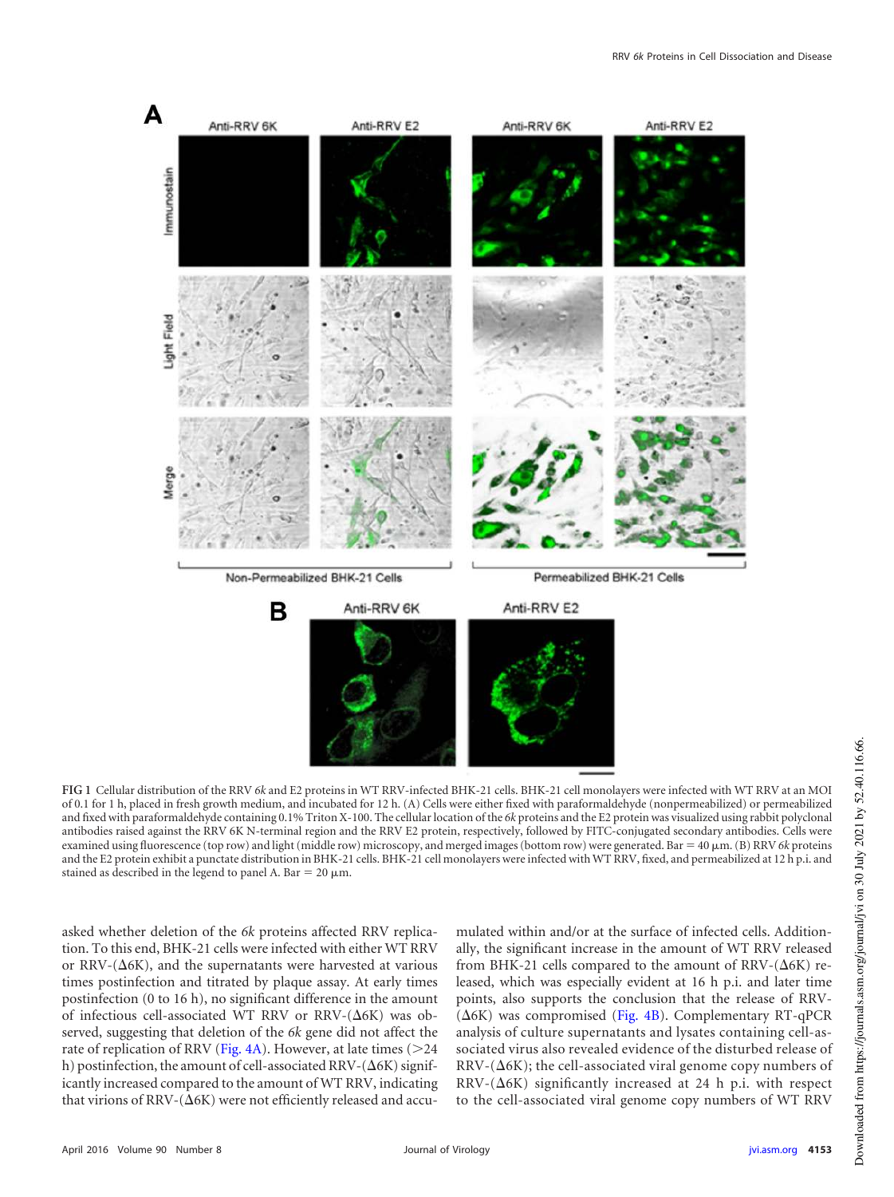FIG 1 Cellular distribution of the RRV *6k* and E2 proteins in WT RRV-infected BHK-21 cells. BHK-21 cell monolayers were infected with WT RRV at an MOI of 0.1 for 1 h, placed in fresh growth medium, and incubated for 12 h. (A) Cells were either fixed with paraformaldehyde (nonpermeabilized) or permeabilized and fixed with paraformaldehyde containing 0.1% Triton X-100. The cellular location of the *6k* proteins and the E2 protein was visualized using rabbit polyclonal antibodies raised against the RRV 6K N-terminal region and the RRV E2 protein, respectively, followed by FITC-conjugated secondary antibodies. Cells were examined using fluorescence (top row) and light (middle row) microscopy, and merged images (bottom row) were generated. Bar = 40 μm. (B) RRV *6k* proteins and the E2 protein exhibit a punctate distribution in BHK-21 cells. BHK-21 cell monolayers were infected with WT RRV, fixed, and permeabilized at 12 h p.i. and stained as described in the legend to panel A. Bar = 20 μm.

asked whether deletion of the *6k* proteins affected RRV replication. To this end, BHK-21 cells were infected with either WT RRV or RRV-(Δ6K), and the supernatants were harvested at various times postinfection and titrated by plaque assay. At early times postinfection (0 to 16 h), no significant difference in the amount of infectious cell-associated WT RRV or RRV-(Δ6K) was observed, suggesting that deletion of the *6k* gene did not affect the rate of replication of RRV (Fig. 4A). However, at late times (>24 h) postinfection, the amount of cell-associated RRV-(Δ6K) significantly increased compared to the amount of WT RRV, indicating that virions of RRV-(Δ6K) were not efficiently released and accumulated within and/or at the surface of infected cells. Additionally, the significant increase in the amount of WT RRV released from BHK-21 cells compared to the amount of RRV-(Δ6K) released, which was especially evident at 16 h p.i. and later time points, also supports the conclusion that the release of RRV-(Δ6K) was compromised (Fig. 4B). Complementary RT-qPCR analysis of culture supernatants and lysates containing cell-associated virus also revealed evidence of the disturbed release of RRV-(Δ6K); the cell-associated viral genome copy numbers of RRV-(Δ6K) significantly increased at 24 h p.i. with respect to the cell-associated viral genome copy numbers of WT RRV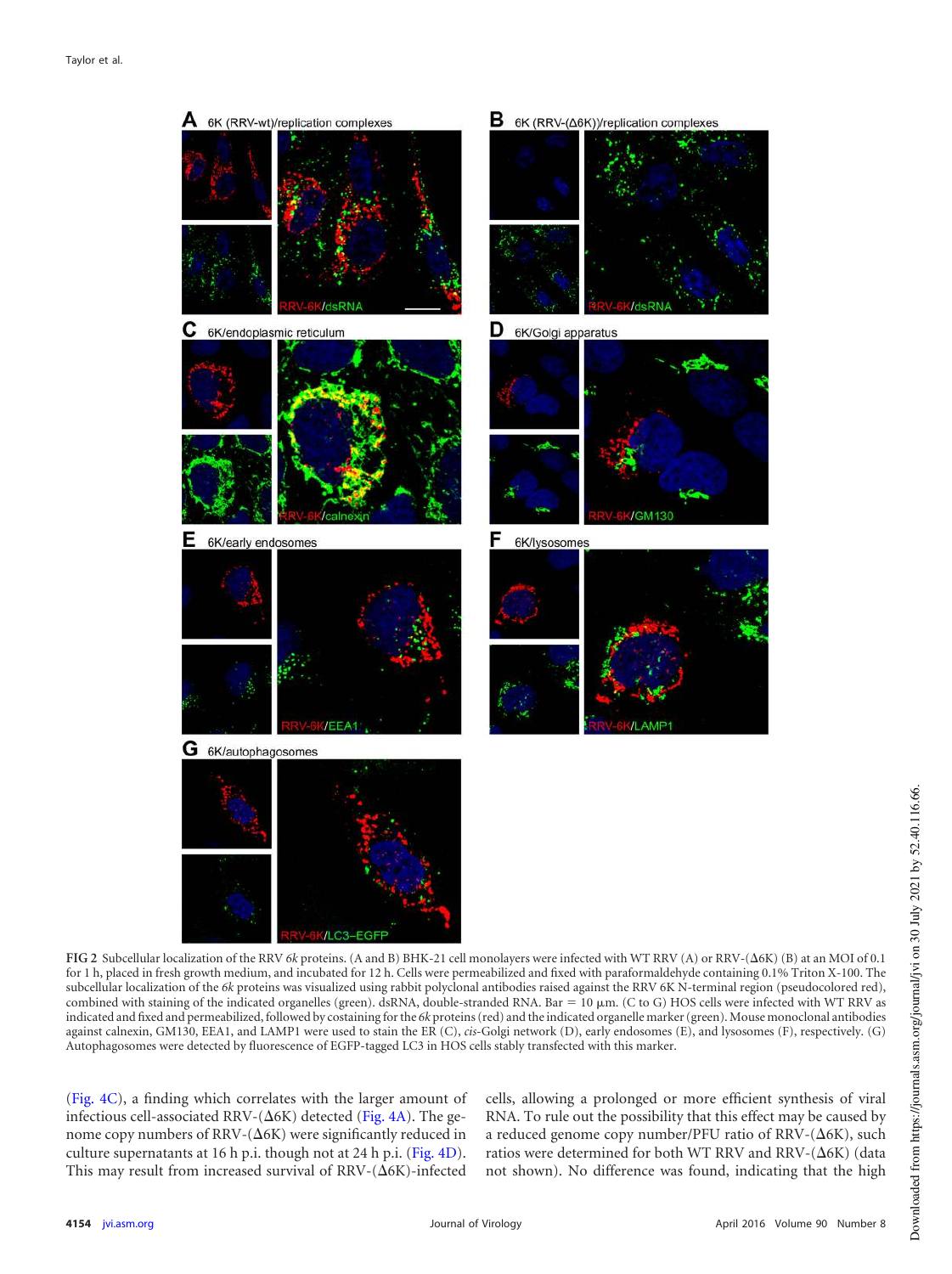FIG 2 Subcellular localization of the RRV *6k* proteins. (A and B) BHK-21 cell monolayers were infected with WT RRV (A) or RRV-(Δ6K) (B) at an MOI of 0.1 for 1 h, placed in fresh growth medium, and incubated for 12 h. Cells were permeabilized and fixed with paraformaldehyde containing 0.1% Triton X-100. The subcellular localization of the *6k* proteins was visualized using rabbit polyclonal antibodies raised against the RRV 6K N-terminal region (pseudocolored red), combined with staining of the indicated organelles (green). dsRNA, double-stranded RNA. Bar = 10 μm. (C to G) HOS cells were infected with WT RRV as indicated and fixed and permeabilized, followed by costaining for the *6k* proteins (red) and the indicated organelle marker (green). Mouse monoclonal antibodies against calnexin, GM130, EEA1, and LAMP1 were used to stain the ER (C), *cis*-Golgi network (D), early endosomes (E), and lysosomes (F), respectively. (G) Autophagosomes were detected by fluorescence of EGFP-tagged LC3 in HOS cells stably transfected with this marker.

(Fig. 4C), a finding which correlates with the larger amount of infectious cell-associated RRV-(Δ6K) detected (Fig. 4A). The genome copy numbers of RRV-(Δ6K) were significantly reduced in culture supernatants at 16 h p.i. though not at 24 h p.i. (Fig. 4D). This may result from increased survival of RRV-(Δ6K)-infected cells, allowing a prolonged or more efficient synthesis of viral RNA. To rule out the possibility that this effect may be caused by a reduced genome copy number/PFU ratio of RRV-(Δ6K), such ratios were determined for both WT RRV and RRV-(Δ6K) (data not shown). No difference was found, indicating that the high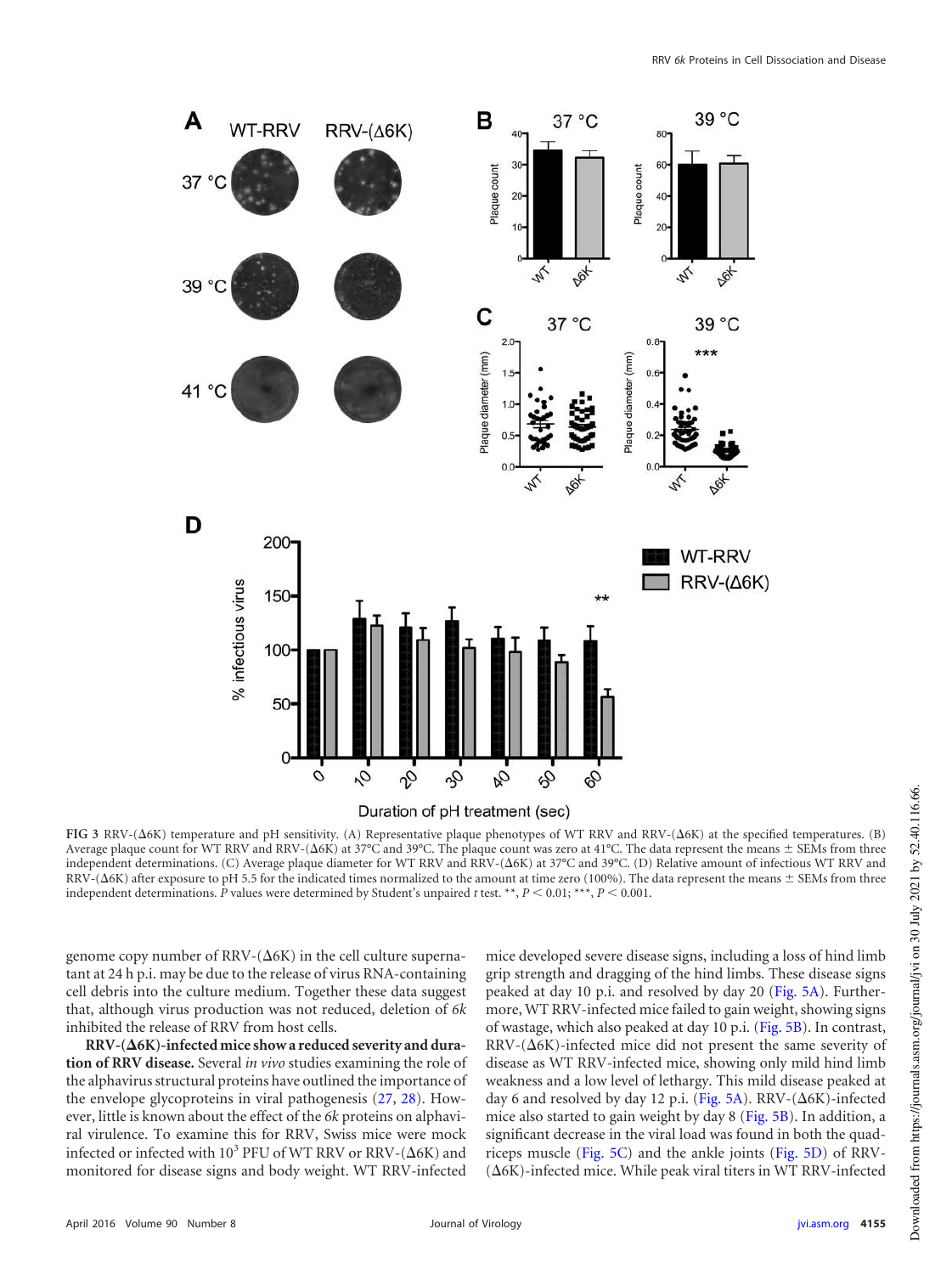FIG 3 RRV-(Δ6K) temperature and pH sensitivity. (A) Representative plaque phenotypes of WT RRV and RRV-(Δ6K) at the specified temperatures. (B) Average plaque count for WT RRV and RRV-(Δ6K) at 37°C and 39°C. The plaque count was zero at 41°C. The data represent the means ± SEMs from three independent determinations. (C) Average plaque diameter for WT RRV and RRV-(Δ6K) at 37°C and 39°C. (D) Relative amount of infectious WT RRV and RRV-(Δ6K) after exposure to pH 5.5 for the indicated times normalized to the amount at time zero (100%). The data represent the means ± SEMs from three independent determinations. *P* values were determined by Student's unpaired *t* test. **, $P < 0.01$; ***, $P < 0.001$.

genome copy number of RRV-(Δ6K) in the cell culture supernatant at 24 h p.i. may be due to the release of virus RNA-containing cell debris into the culture medium. Together these data suggest that, although virus production was not reduced, deletion of *6k* inhibited the release of RRV from host cells.

**RRV-(Δ6K)-infected mice show a reduced severity and duration of RRV disease.** Several *in vivo* studies examining the role of the alphavirus structural proteins have outlined the importance of the envelope glycoproteins in viral pathogenesis (27, 28). However, little is known about the effect of the *6k* proteins on alphaviral virulence. To examine this for RRV, Swiss mice were mock infected or infected with $10^3$ PFU of WT RRV or RRV-(Δ6K) and monitored for disease signs and body weight. WT RRV-infected mice developed severe disease signs, including a loss of hind limb grip strength and dragging of the hind limbs. These disease signs peaked at day 10 p.i. and resolved by day 20 (Fig. 5A). Furthermore, WT RRV-infected mice failed to gain weight, showing signs of wastage, which also peaked at day 10 p.i. (Fig. 5B). In contrast, RRV-(Δ6K)-infected mice did not present the same severity of disease as WT RRV-infected mice, showing only mild hind limb weakness and a low level of lethargy. This mild disease peaked at day 6 and resolved by day 12 p.i. (Fig. 5A). RRV-(Δ6K)-infected mice also started to gain weight by day 8 (Fig. 5B). In addition, a significant decrease in the viral load was found in both the quadriceps muscle (Fig. 5C) and the ankle joints (Fig. 5D) of RRV-(Δ6K)-infected mice. While peak viral titers in WT RRV-infected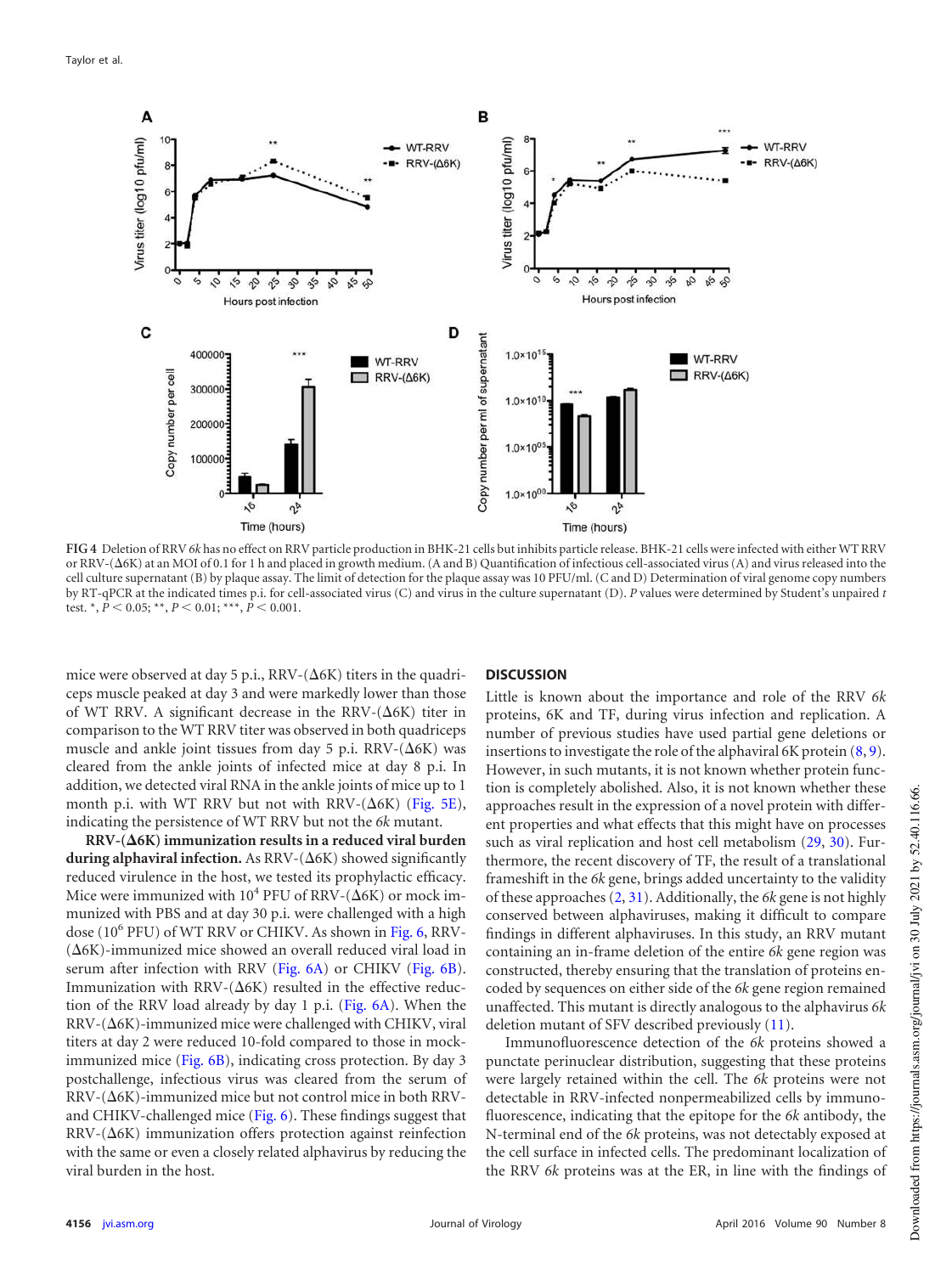FIG 4 Deletion of RRV *6k* has no effect on RRV particle production in BHK-21 cells but inhibits particle release. BHK-21 cells were infected with either WT RRV or RRV-(Δ6K) at an MOI of 0.1 for 1 h and placed in growth medium. (A and B) Quantification of infectious cell-associated virus (A) and virus released into the cell culture supernatant (B) by plaque assay. The limit of detection for the plaque assay was 10 PFU/ml. (C and D) Determination of viral genome copy numbers by RT-qPCR at the indicated times p.i. for cell-associated virus (C) and virus in the culture supernatant (D). *P* values were determined by Student's unpaired *t* test. *, $P < 0.05$; **, $P < 0.01$; ***, $P < 0.001$.

mice were observed at day 5 p.i., RRV-(Δ6K) titers in the quadriceps muscle peaked at day 3 and were markedly lower than those of WT RRV. A significant decrease in the RRV-(Δ6K) titer in comparison to the WT RRV titer was observed in both quadriceps muscle and ankle joint tissues from day 5 p.i. RRV-(Δ6K) was cleared from the ankle joints of infected mice at day 8 p.i. In addition, we detected viral RNA in the ankle joints of mice up to 1 month p.i. with WT RRV but not with RRV-(Δ6K) (Fig. 5E), indicating the persistence of WT RRV but not the *6k* mutant.

**RRV-(Δ6K) immunization results in a reduced viral burden during alphaviral infection.** As RRV-(Δ6K) showed significantly reduced virulence in the host, we tested its prophylactic efficacy. Mice were immunized with $10^4$ PFU of RRV-(Δ6K) or mock immunized with PBS and at day 30 p.i. were challenged with a high dose ($10^6$ PFU) of WT RRV or CHIKV. As shown in Fig. 6, RRV-(Δ6K)-immunized mice showed an overall reduced viral load in serum after infection with RRV (Fig. 6A) or CHIKV (Fig. 6B). Immunization with RRV-(Δ6K) resulted in the effective reduction of the RRV load already by day 1 p.i. (Fig. 6A). When the RRV-(Δ6K)-immunized mice were challenged with CHIKV, viral titers at day 2 were reduced 10-fold compared to those in mock-immunized mice (Fig. 6B), indicating cross protection. By day 3 postchallenge, infectious virus was cleared from the serum of RRV-(Δ6K)-immunized mice but not control mice in both RRV- and CHIKV-challenged mice (Fig. 6). These findings suggest that RRV-(Δ6K) immunization offers protection against reinfection with the same or even a closely related alphavirus by reducing the viral burden in the host.

## DISCUSSION

Little is known about the importance and role of the RRV *6k* proteins, 6K and TF, during virus infection and replication. A number of previous studies have used partial gene deletions or insertions to investigate the role of the alphaviral 6K protein (8, 9). However, in such mutants, it is not known whether protein function is completely abolished. Also, it is not known whether these approaches result in the expression of a novel protein with different properties and what effects that this might have on processes such as viral replication and host cell metabolism (29, 30). Furthermore, the recent discovery of TF, the result of a translational frameshift in the *6k* gene, brings added uncertainty to the validity of these approaches (2, 31). Additionally, the *6k* gene is not highly conserved between alphaviruses, making it difficult to compare findings in different alphaviruses. In this study, an RRV mutant containing an in-frame deletion of the entire *6k* gene region was constructed, thereby ensuring that the translation of proteins encoded by sequences on either side of the *6k* gene region remained unaffected. This mutant is directly analogous to the alphavirus *6k* deletion mutant of SFV described previously (11).

Immunofluorescence detection of the *6k* proteins showed a punctate perinuclear distribution, suggesting that these proteins were largely retained within the cell. The *6k* proteins were not detectable in RRV-infected nonpermeabilized cells by immunofluorescence, indicating that the epitope for the *6k* antibody, the N-terminal end of the *6k* proteins, was not detectably exposed at the cell surface in infected cells. The predominant localization of the RRV *6k* proteins was at the ER, in line with the findings of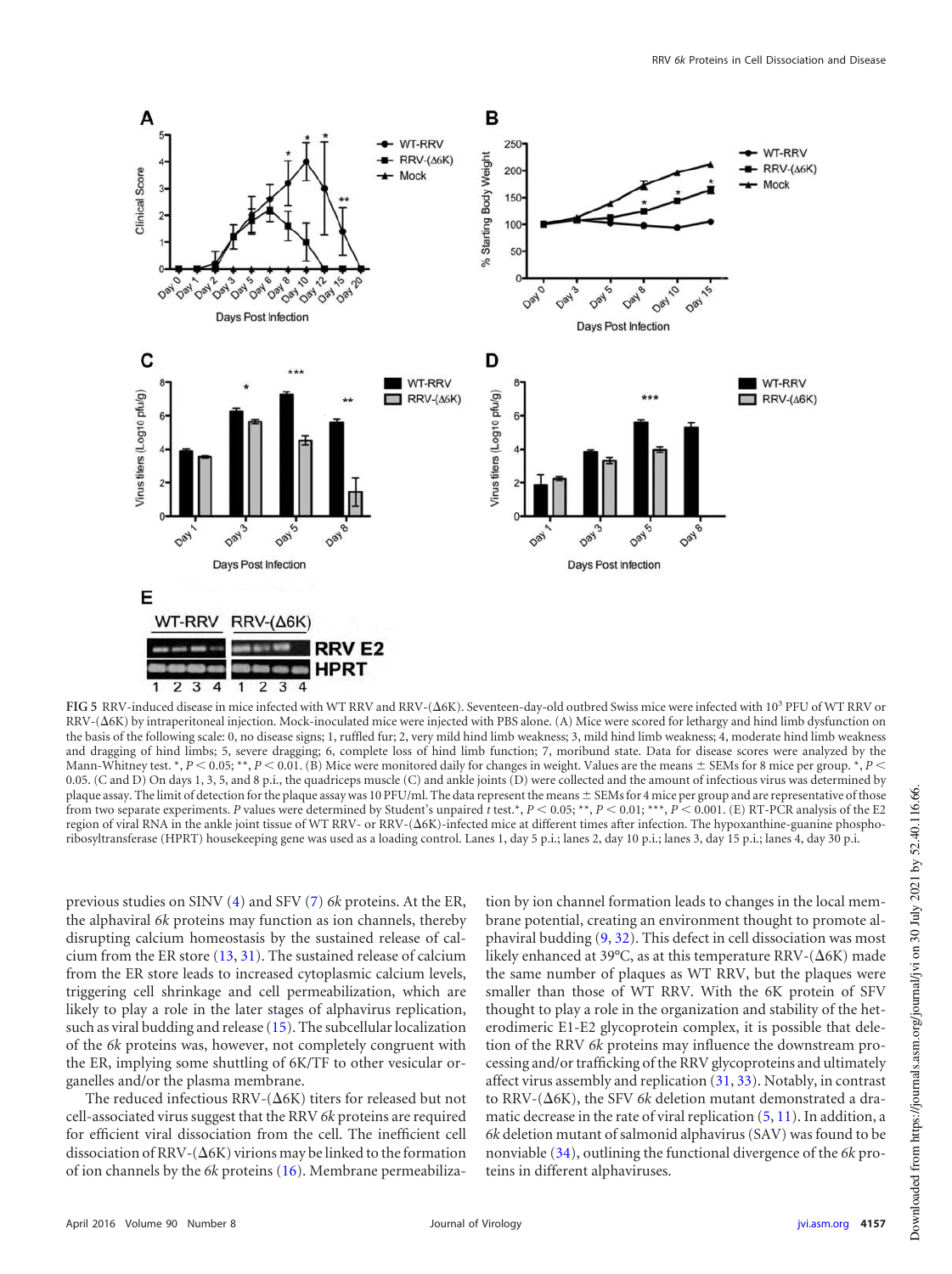FIG 5 RRV-induced disease in mice infected with WT RRV and RRV-(Δ6K). Seventeen-day-old outbred Swiss mice were infected with $10^3$ PFU of WT RRV or RRV-(Δ6K) by intraperitoneal injection. Mock-inoculated mice were injected with PBS alone. (A) Mice were scored for lethargy and hind limb dysfunction on the basis of the following scale: 0, no disease signs; 1, ruffled fur; 2, very mild hind limb weakness; 3, mild hind limb weakness; 4, moderate hind limb weakness and dragging of hind limbs; 5, severe dragging; 6, complete loss of hind limb function; 7, moribund state. Data for disease scores were analyzed by the Mann-Whitney test. *, $P < 0.05$; **, $P < 0.01$. (B) Mice were monitored daily for changes in weight. Values are the means ± SEMs for 8 mice per group. *, $P < 0.05$. (C and D) On days 1, 3, 5, and 8 p.i., the quadriceps muscle (C) and ankle joints (D) were collected and the amount of infectious virus was determined by plaque assay. The limit of detection for the plaque assay was 10 PFU/ml. The data represent the means ± SEMs for 4 mice per group and are representative of those from two separate experiments. P values were determined by Student's unpaired t test.*, $P < 0.05$; **, $P < 0.01$; ***, $P < 0.001$. (E) RT-PCR analysis of the E2 region of viral RNA in the ankle joint tissue of WT RRV- or RRV-(Δ6K)-infected mice at different times after infection. The hypoxanthine-guanine phosphoribosyltransferase (HPRT) housekeeping gene was used as a loading control. Lanes 1, day 5 p.i.; lanes 2, day 10 p.i.; lanes 3, day 15 p.i.; lanes 4, day 30 p.i.

previous studies on SINV (4) and SFV (7) *6k* proteins. At the ER, the alphaviral *6k* proteins may function as ion channels, thereby disrupting calcium homeostasis by the sustained release of calcium from the ER store (13, 31). The sustained release of calcium from the ER store leads to increased cytoplasmic calcium levels, triggering cell shrinkage and cell permeabilization, which are likely to play a role in the later stages of alphavirus replication, such as viral budding and release (15). The subcellular localization of the *6k* proteins was, however, not completely congruent with the ER, implying some shuttling of 6K/TF to other vesicular organelles and/or the plasma membrane.

The reduced infectious RRV-(Δ6K) titers for released but not cell-associated virus suggest that the RRV *6k* proteins are required for efficient viral dissociation from the cell. The inefficient cell dissociation of RRV-(Δ6K) virions may be linked to the formation of ion channels by the *6k* proteins (16). Membrane permeabilization by ion channel formation leads to changes in the local membrane potential, creating an environment thought to promote alphaviral budding (9, 32). This defect in cell dissociation was most likely enhanced at 39°C, as at this temperature RRV-(Δ6K) made the same number of plaques as WT RRV, but the plaques were smaller than those of WT RRV. With the 6K protein of SFV thought to play a role in the organization and stability of the heterodimeric E1-E2 glycoprotein complex, it is possible that deletion of the RRV *6k* proteins may influence the downstream processing and/or trafficking of the RRV glycoproteins and ultimately affect virus assembly and replication (31, 33). Notably, in contrast to RRV-(Δ6K), the SFV *6k* deletion mutant demonstrated a dramatic decrease in the rate of viral replication (5, 11). In addition, a *6k* deletion mutant of salmonid alphavirus (SAV) was found to be nonviable (34), outlining the functional divergence of the *6k* proteins in different alphaviruses.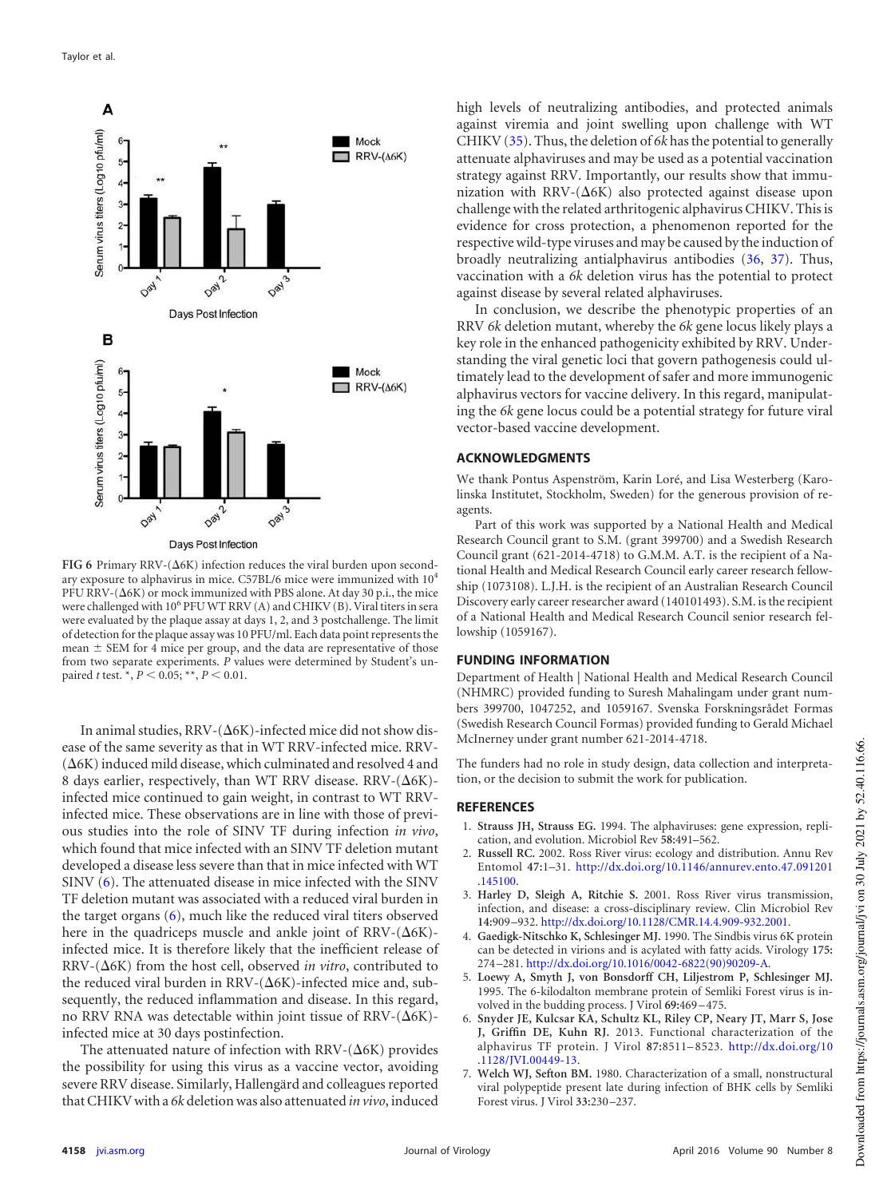FIG 6 Primary RRV-(Δ6K) infection reduces the viral burden upon secondary exposure to alphavirus in mice. C57BL/6 mice were immunized with $10^4$ PFU RRV-(Δ6K) or mock immunized with PBS alone. At day 30 p.i., the mice were challenged with $10^6$ PFU WT RRV (A) and CHIKV (B). Viral titers in sera were evaluated by the plaque assay at days 1, 2, and 3 postchallenge. The limit of detection for the plaque assay was 10 PFU/ml. Each data point represents the mean ± SEM for 4 mice per group, and the data are representative of those from two separate experiments. *P* values were determined by Student's unpaired *t* test. *, $P < 0.05$; **, $P < 0.01$.

In animal studies, RRV-(Δ6K)-infected mice did not show disease of the same severity as that in WT RRV-infected mice. RRV-(Δ6K) induced mild disease, which culminated and resolved 4 and 8 days earlier, respectively, than WT RRV disease. RRV-(Δ6K)-infected mice continued to gain weight, in contrast to WT RRV-infected mice. These observations are in line with those of previous studies into the role of SINV TF during infection *in vivo*, which found that mice infected with an SINV TF deletion mutant developed a disease less severe than that in mice infected with WT SINV (6). The attenuated disease in mice infected with the SINV TF deletion mutant was associated with a reduced viral burden in the target organs (6), much like the reduced viral titers observed here in the quadriceps muscle and ankle joint of RRV-(Δ6K)-infected mice. It is therefore likely that the inefficient release of RRV-(Δ6K) from the host cell, observed *in vitro*, contributed to the reduced viral burden in RRV-(Δ6K)-infected mice and, subsequently, the reduced inflammation and disease. In this regard, no RRV RNA was detectable within joint tissue of RRV-(Δ6K)-infected mice at 30 days postinfection.

The attenuated nature of infection with RRV-(Δ6K) provides the possibility for using this virus as a vaccine vector, avoiding severe RRV disease. Similarly, Hallengärd and colleagues reported that CHIKV with a *6k* deletion was also attenuated *in vivo*, induced high levels of neutralizing antibodies, and protected animals against viremia and joint swelling upon challenge with WT CHIKV (35). Thus, the deletion of *6k* has the potential to generally attenuate alphaviruses and may be used as a potential vaccination strategy against RRV. Importantly, our results show that immunization with RRV-(Δ6K) also protected against disease upon challenge with the related arthritogenic alphavirus CHIKV. This is evidence for cross protection, a phenomenon reported for the respective wild-type viruses and may be caused by the induction of broadly neutralizing antialphavirus antibodies (36, 37). Thus, vaccination with a *6k* deletion virus has the potential to protect against disease by several related alphaviruses.

In conclusion, we describe the phenotypic properties of an RRV *6k* deletion mutant, whereby the *6k* gene locus likely plays a key role in the enhanced pathogenicity exhibited by RRV. Understanding the viral genetic loci that govern pathogenesis could ultimately lead to the development of safer and more immunogenic alphavirus vectors for vaccine delivery. In this regard, manipulating the *6k* gene locus could be a potential strategy for future viral vector-based vaccine development.

## ACKNOWLEDGMENTS

We thank Pontus Aspenström, Karin Loré, and Lisa Westerberg (Karolinska Institutet, Stockholm, Sweden) for the generous provision of reagents.

Part of this work was supported by a National Health and Medical Research Council grant to S.M. (grant 399700) and a Swedish Research Council grant (621-2014-4718) to G.M.M. A.T. is the recipient of a National Health and Medical Research Council early career research fellowship (1073108). L.J.H. is the recipient of an Australian Research Council Discovery early career researcher award (140101493). S.M. is the recipient of a National Health and Medical Research Council senior research fellowship (1059167).

## FUNDING INFORMATION

Department of Health | National Health and Medical Research Council (NHMRC) provided funding to Suresh Mahalingam under grant numbers 399700, 1047252, and 1059167. Svenska Forskningsrådet Formas (Swedish Research Council Formas) provided funding to Gerald Michael McInerney under grant number 621-2014-4718.

The funders had no role in study design, data collection and interpretation, or the decision to submit the work for publication.

## REFERENCES

1. **Strauss JH, Strauss EG.** 1994. The alphaviruses: gene expression, replication, and evolution. Microbiol Rev **58:**491–562.
2. **Russell RC.** 2002. Ross River virus: ecology and distribution. Annu Rev Entomol **47:**1–31. http://dx.doi.org/10.1146/annurev.ento.47.091201.145100.
3. **Harley D, Sleigh A, Ritchie S.** 2001. Ross River virus transmission, infection, and disease: a cross-disciplinary review. Clin Microbiol Rev **14:**909–932. http://dx.doi.org/10.1128/CMR.14.4.909-932.2001.
4. **Gaedigk-Nitschko K, Schlesinger MJ.** 1990. The Sindbis virus 6K protein can be detected in virions and is acylated with fatty acids. Virology **175:**274–281. http://dx.doi.org/10.1016/0042-6822(90)90209-A.
5. **Loewy A, Smyth J, von Bonsdorff CH, Liljestrom P, Schlesinger MJ.** 1995. The 6-kilodalton membrane protein of Semliki Forest virus is involved in the budding process. J Virol **69:**469–475.
6. **Snyder JE, Kulcsar KA, Schultz KL, Riley CP, Neary JT, Marr S, Jose J, Griffin DE, Kuhn RJ.** 2013. Functional characterization of the alphavirus TF protein. J Virol **87:**8511–8523. http://dx.doi.org/10.1128/JVI.00449-13.
7. **Welch WJ, Sefton BM.** 1980. Characterization of a small, nonstructural viral polypeptide present late during infection of BHK cells by Semliki Forest virus. J Virol **33:**230–237.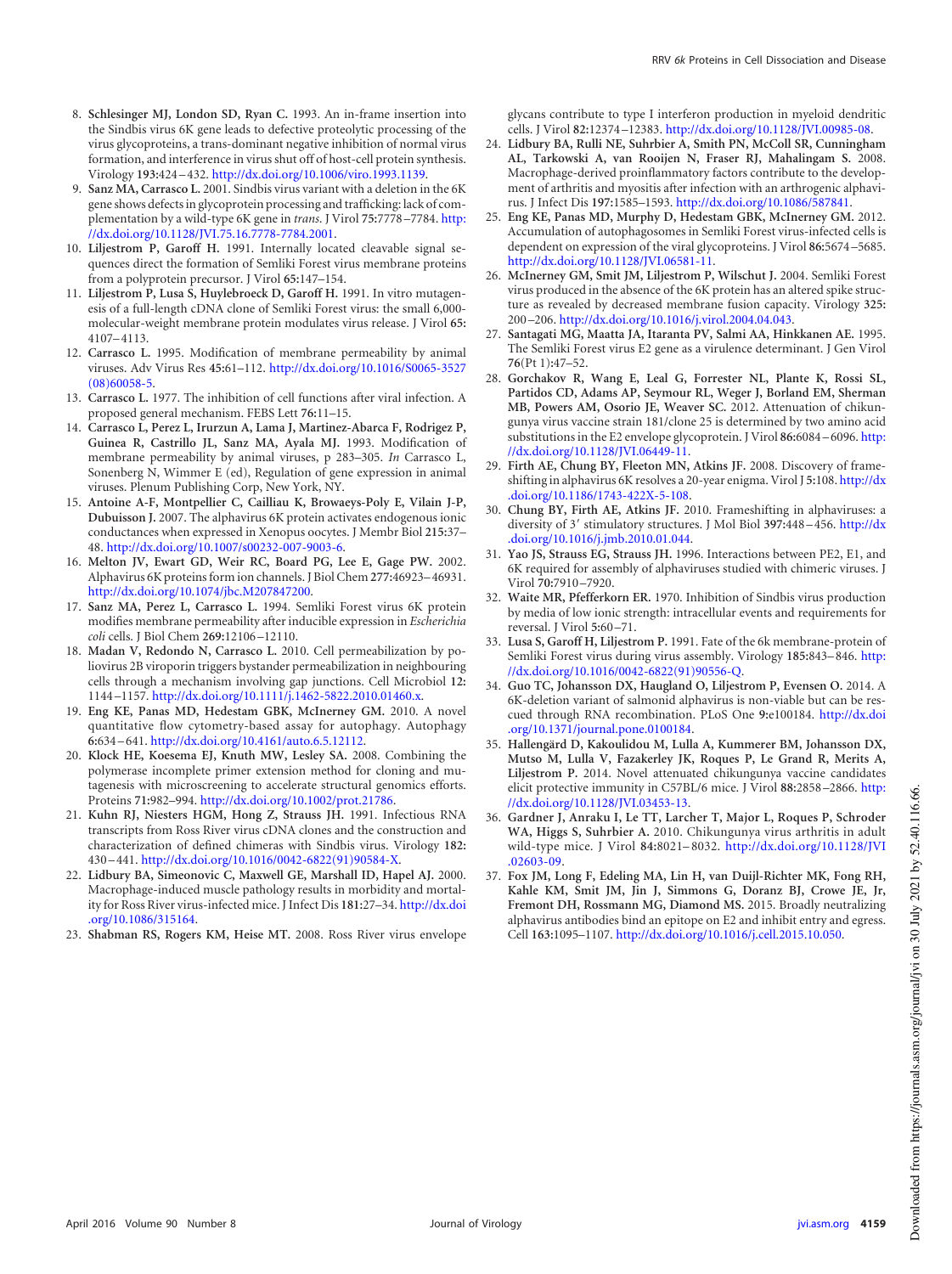8. **Schlesinger MJ, London SD, Ryan C.** 1993. An in-frame insertion into the Sindbis virus 6K gene leads to defective proteolytic processing of the virus glycoproteins, a trans-dominant negative inhibition of normal virus formation, and interference in virus shut off of host-cell protein synthesis. Virology **193:**424–432. http://dx.doi.org/10.1006/viro.1993.1139.
9. **Sanz MA, Carrasco L.** 2001. Sindbis virus variant with a deletion in the 6K gene shows defects in glycoprotein processing and trafficking: lack of complementation by a wild-type 6K gene in *trans*. J Virol **75:**7778–7784. http://dx.doi.org/10.1128/JVI.75.16.7778-7784.2001.
10. **Liljestrom P, Garoff H.** 1991. Internally located cleavable signal sequences direct the formation of Semliki Forest virus membrane proteins from a polyprotein precursor. J Virol **65:**147–154.
11. **Liljestrom P, Lusa S, Huylebroeck D, Garoff H.** 1991. In vitro mutagenesis of a full-length cDNA clone of Semliki Forest virus: the small 6,000-molecular-weight membrane protein modulates virus release. J Virol **65:** 4107–4113.
12. **Carrasco L.** 1995. Modification of membrane permeability by animal viruses. Adv Virus Res **45:**61–112. http://dx.doi.org/10.1016/S0065-3527(08)60058-5.
13. **Carrasco L.** 1977. The inhibition of cell functions after viral infection. A proposed general mechanism. FEBS Lett **76:**11–15.
14. **Carrasco L, Perez L, Irurzun A, Lama J, Martinez-Abarca F, Rodrigez P, Guinea R, Castrillo JL, Sanz MA, Ayala MJ.** 1993. Modification of membrane permeability by animal viruses, p 283–305. *In* Carrasco L, Sonenberg N, Wimmer E (ed), Regulation of gene expression in animal viruses. Plenum Publishing Corp, New York, NY.
15. **Antoine A-F, Montpellier C, Cailliau K, Browaeys-Poly E, Vilain J-P, Dubuisson J.** 2007. The alphavirus 6K protein activates endogenous ionic conductances when expressed in Xenopus oocytes. J Membr Biol **215:**37–48. http://dx.doi.org/10.1007/s00232-007-9003-6.
16. **Melton JV, Ewart GD, Weir RC, Board PG, Lee E, Gage PW.** 2002. Alphavirus 6K proteins form ion channels. J Biol Chem **277:**46923–46931. http://dx.doi.org/10.1074/jbc.M207847200.
17. **Sanz MA, Perez L, Carrasco L.** 1994. Semliki Forest virus 6K protein modifies membrane permeability after inducible expression in *Escherichia coli* cells. J Biol Chem **269:**12106–12110.
18. **Madan V, Redondo N, Carrasco L.** 2010. Cell permeabilization by poliovirus 2B viroporin triggers bystander permeabilization in neighbouring cells through a mechanism involving gap junctions. Cell Microbiol **12:** 1144–1157. http://dx.doi.org/10.1111/j.1462-5822.2010.01460.x.
19. **Eng KE, Panas MD, Hedestam GBK, McInerney GM.** 2010. A novel quantitative flow cytometry-based assay for autophagy. Autophagy **6:**634–641. http://dx.doi.org/10.4161/auto.6.5.12112.
20. **Klock HE, Koesema EJ, Knuth MW, Lesley SA.** 2008. Combining the polymerase incomplete primer extension method for cloning and mutagenesis with microscreening to accelerate structural genomics efforts. Proteins **71:**982–994. http://dx.doi.org/10.1002/prot.21786.
21. **Kuhn RJ, Niesters HGM, Hong Z, Strauss JH.** 1991. Infectious RNA transcripts from Ross River virus cDNA clones and the construction and characterization of defined chimeras with Sindbis virus. Virology **182:** 430–441. http://dx.doi.org/10.1016/0042-6822(91)90584-X.
22. **Lidbury BA, Simeonovic C, Maxwell GE, Marshall ID, Hapel AJ.** 2000. Macrophage-induced muscle pathology results in morbidity and mortality for Ross River virus-infected mice. J Infect Dis **181:**27–34. http://dx.doi.org/10.1086/315164.
23. **Shabman RS, Rogers KM, Heise MT.** 2008. Ross River virus envelope glycans contribute to type I interferon production in myeloid dendritic cells. J Virol **82:**12374–12383. http://dx.doi.org/10.1128/JVI.00985-08.
24. **Lidbury BA, Rulli NE, Suhrbier A, Smith PN, McColl SR, Cunningham AL, Tarkowski A, van Rooijen N, Fraser RJ, Mahalingam S.** 2008. Macrophage-derived proinflammatory factors contribute to the development of arthritis and myositis after infection with an arthrogenic alphavirus. J Infect Dis **197:**1585–1593. http://dx.doi.org/10.1086/587841.
25. **Eng KE, Panas MD, Murphy D, Hedestam GBK, McInerney GM.** 2012. Accumulation of autophagosomes in Semliki Forest virus-infected cells is dependent on expression of the viral glycoproteins. J Virol **86:**5674–5685. http://dx.doi.org/10.1128/JVI.06581-11.
26. **McInerney GM, Smit JM, Liljestrom P, Wilschut J.** 2004. Semliki Forest virus produced in the absence of the 6K protein has an altered spike structure as revealed by decreased membrane fusion capacity. Virology **325:** 200–206. http://dx.doi.org/10.1016/j.virol.2004.04.043.
27. **Santagati MG, Maatta JA, Itaranta PV, Salmi AA, Hinkkanen AE.** 1995. The Semliki Forest virus E2 gene as a virulence determinant. J Gen Virol **76**(Pt 1):47–52.
28. **Gorchakov R, Wang E, Leal G, Forrester NL, Plante K, Rossi SL, Partidos CD, Adams AP, Seymour RL, Weger J, Borland EM, Sherman MB, Powers AM, Osorio JE, Weaver SC.** 2012. Attenuation of chikungunya virus vaccine strain 181/clone 25 is determined by two amino acid substitutions in the E2 envelope glycoprotein. J Virol **86:**6084–6096. http://dx.doi.org/10.1128/JVI.06449-11.
29. **Firth AE, Chung BY, Fleeton MN, Atkins JF.** 2008. Discovery of frameshifting in alphavirus 6K resolves a 20-year enigma. Virol J **5:**108. http://dx.doi.org/10.1186/1743-422X-5-108.
30. **Chung BY, Firth AE, Atkins JF.** 2010. Frameshifting in alphaviruses: a diversity of 3′ stimulatory structures. J Mol Biol **397:**448–456. http://dx.doi.org/10.1016/j.jmb.2010.01.044.
31. **Yao JS, Strauss EG, Strauss JH.** 1996. Interactions between PE2, E1, and 6K required for assembly of alphaviruses studied with chimeric viruses. J Virol **70:**7910–7920.
32. **Waite MR, Pfefferkorn ER.** 1970. Inhibition of Sindbis virus production by media of low ionic strength: intracellular events and requirements for reversal. J Virol **5:**60–71.
33. **Lusa S, Garoff H, Liljestrom P.** 1991. Fate of the 6k membrane-protein of Semliki Forest virus during virus assembly. Virology **185:**843–846. http://dx.doi.org/10.1016/0042-6822(91)90556-Q.
34. **Guo TC, Johansson DX, Haugland O, Liljestrom P, Evensen O.** 2014. A 6K-deletion variant of salmonid alphavirus is non-viable but can be rescued through RNA recombination. PLoS One **9:**e100184. http://dx.doi.org/10.1371/journal.pone.0100184.
35. **Hallengärd D, Kakoulidou M, Lulla A, Kummerer BM, Johansson DX, Mutso M, Lulla V, Fazakerley JK, Roques P, Le Grand R, Merits A, Liljestrom P.** 2014. Novel attenuated chikungunya vaccine candidates elicit protective immunity in C57BL/6 mice. J Virol **88:**2858–2866. http://dx.doi.org/10.1128/JVI.03453-13.
36. **Gardner J, Anraku I, Le TT, Larcher T, Major L, Roques P, Schroder WA, Higgs S, Suhrbier A.** 2010. Chikungunya virus arthritis in adult wild-type mice. J Virol **84:**8021–8032. http://dx.doi.org/10.1128/JVI.02603-09.
37. **Fox JM, Long F, Edeling MA, Lin H, van Duijl-Richter MK, Fong RH, Kahle KM, Smit JM, Jin J, Simmons G, Doranz BJ, Crowe JE, Jr, Fremont DH, Rossmann MG, Diamond MS.** 2015. Broadly neutralizing alphavirus antibodies bind an epitope on E2 and inhibit entry and egress. Cell **163:**1095–1107. http://dx.doi.org/10.1016/j.cell.2015.10.050.